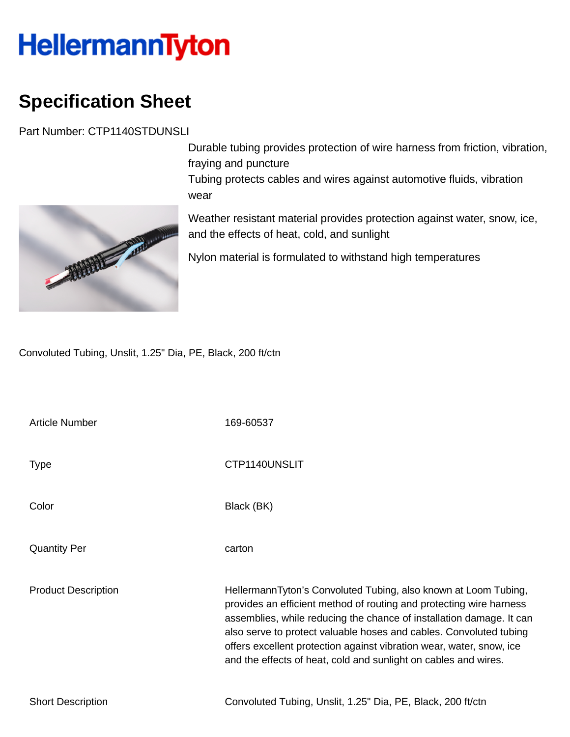# HellermannTyton

## Specification Sheet

Part Number: CTP1140STDUNSLI

Durable tubing provides protection of wire harness from friction, vibration, fraying and puncture

Tubing protects cables and wires against automotive fluids, vibration wear

Weather resistant material provides protection against water, snow, ice, and the effects of heat, cold, and sunlight

Nylon material is formulated to withstand high temperatures

Convoluted Tubing, Unslit, 1.25" Dia, PE, Black, 200 ft/ctn

| | |
|---|---|
| Article Number | 169-60537 |
| Type | CTP1140UNSLIT |
| Color | Black (BK) |
| Quantity Per | carton |
| Product Description | HellermannTyton's Convoluted Tubing, also known at Loom Tubing, provides an efficient method of routing and protecting wire harness assemblies, while reducing the chance of installation damage. It can also serve to protect valuable hoses and cables. Convoluted tubing offers excellent protection against vibration wear, water, snow, ice and the effects of heat, cold and sunlight on cables and wires. |
| Short Description | Convoluted Tubing, Unslit, 1.25" Dia, PE, Black, 200 ft/ctn |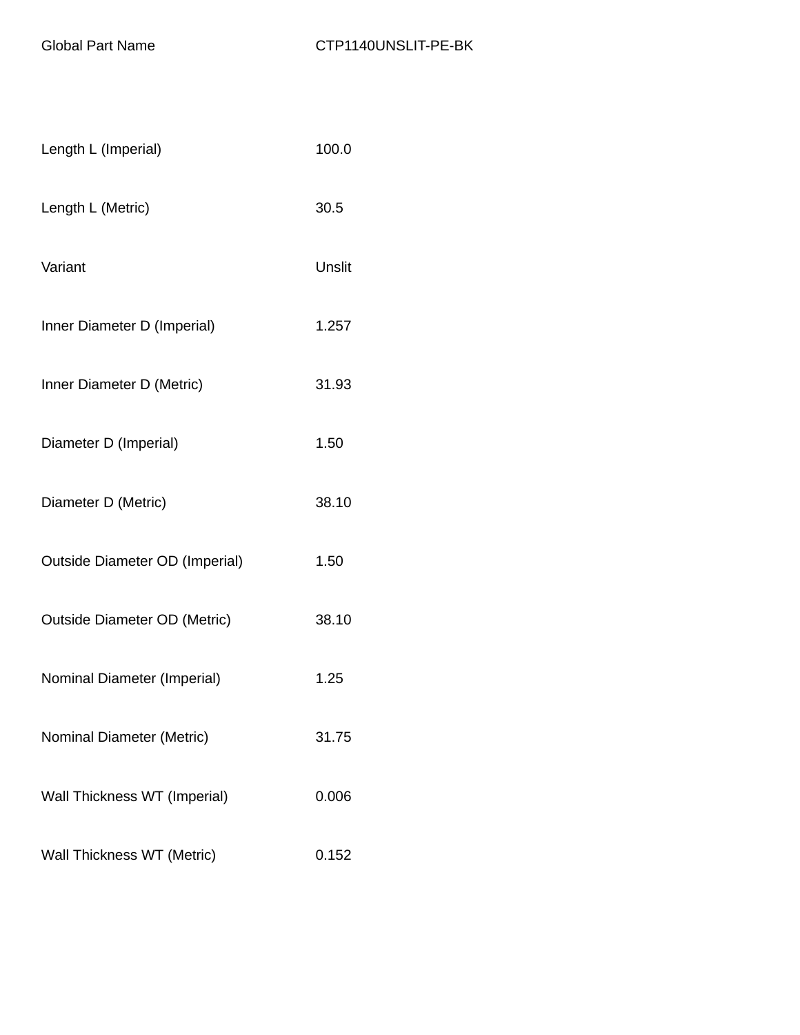| Global Part Name | CTP1140UNSLIT-PE-BK |
| --- | --- |
| Length L (Imperial) | 100.0 |
| Length L (Metric) | 30.5 |
| Variant | Unslit |
| Inner Diameter D (Imperial) | 1.257 |
| Inner Diameter D (Metric) | 31.93 |
| Diameter D (Imperial) | 1.50 |
| Diameter D (Metric) | 38.10 |
| Outside Diameter OD (Imperial) | 1.50 |
| Outside Diameter OD (Metric) | 38.10 |
| Nominal Diameter (Imperial) | 1.25 |
| Nominal Diameter (Metric) | 31.75 |
| Wall Thickness WT (Imperial) | 0.006 |
| Wall Thickness WT (Metric) | 0.152 |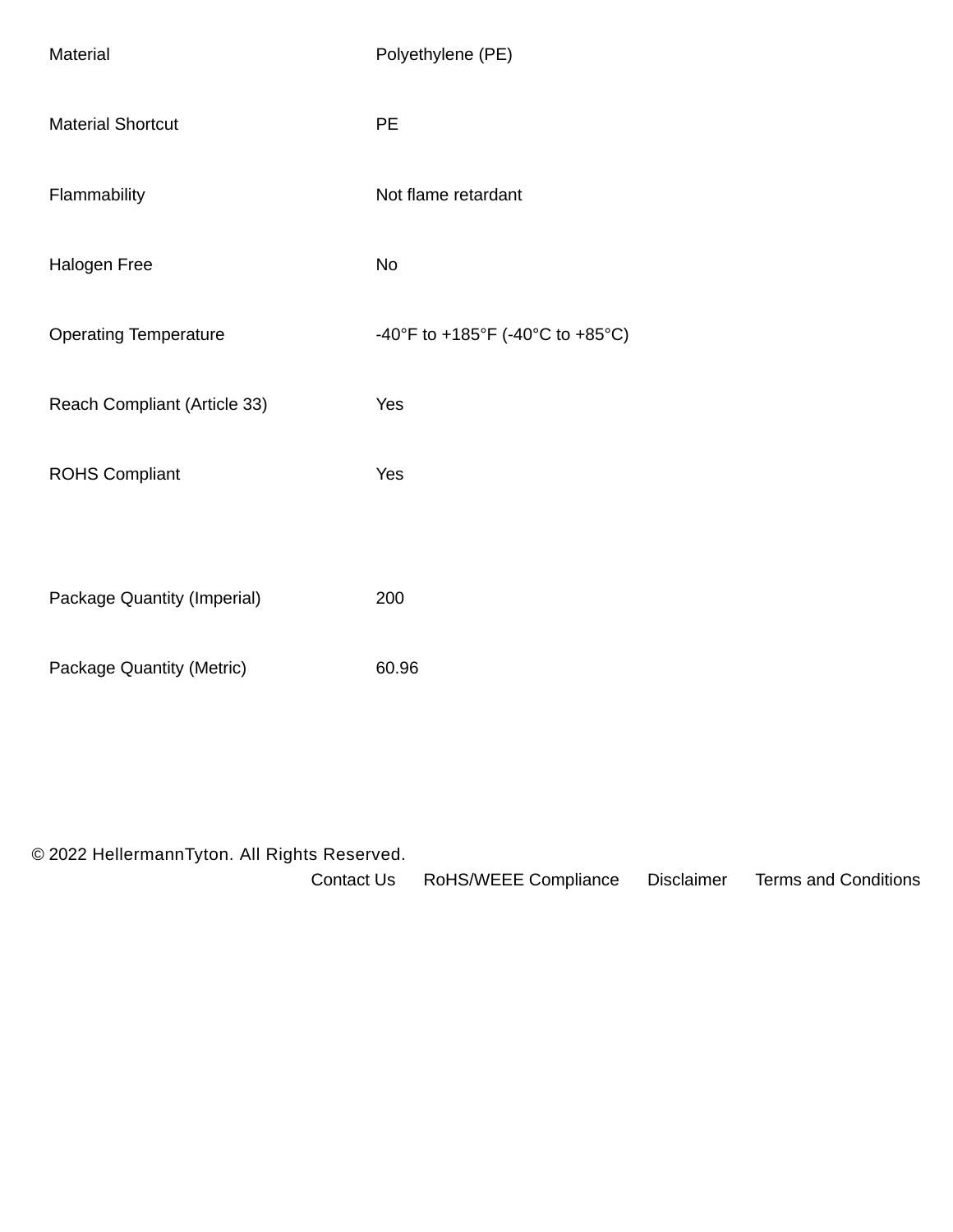| | |
|---|---|
| Material | Polyethylene (PE) |
| Material Shortcut | PE |
| Flammability | Not flame retardant |
| Halogen Free | No |
| Operating Temperature | -40°F to +185°F (-40°C to +85°C) |
| Reach Compliant (Article 33) | Yes |
| ROHS Compliant | Yes |

| | |
|---|---|
| Package Quantity (Imperial) | 200 |
| Package Quantity (Metric) | 60.96 |

© 2022 HellermannTyton. All Rights Reserved.

Contact Us RoHS/WEEE Compliance Disclaimer Terms and Conditions